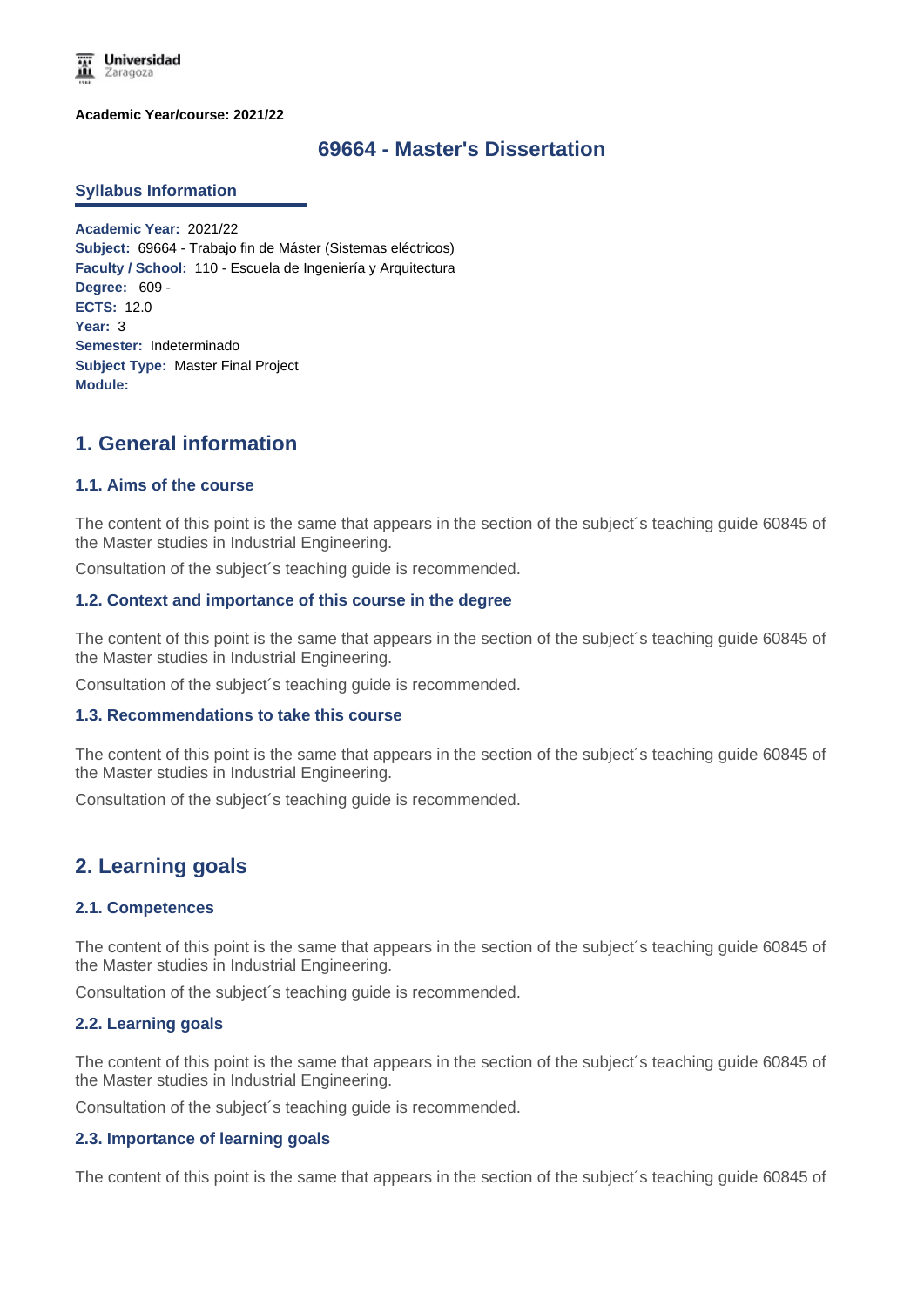Academic Year/course: 2021/22

# 69664 - Master's Dissertation

## Syllabus Information

**Academic Year:** 2021/22
**Subject:** 69664 - Trabajo fin de Máster (Sistemas eléctricos)
**Faculty / School:** 110 - Escuela de Ingeniería y Arquitectura
**Degree:** 609 -
**ECTS:** 12.0
**Year:** 3
**Semester:** Indeterminado
**Subject Type:** Master Final Project
**Module:**

## 1. General information

### 1.1. Aims of the course

The content of this point is the same that appears in the section of the subject´s teaching guide 60845 of the Master studies in Industrial Engineering.

Consultation of the subject´s teaching guide is recommended.

### 1.2. Context and importance of this course in the degree

The content of this point is the same that appears in the section of the subject´s teaching guide 60845 of the Master studies in Industrial Engineering.

Consultation of the subject´s teaching guide is recommended.

### 1.3. Recommendations to take this course

The content of this point is the same that appears in the section of the subject´s teaching guide 60845 of the Master studies in Industrial Engineering.

Consultation of the subject´s teaching guide is recommended.

## 2. Learning goals

### 2.1. Competences

The content of this point is the same that appears in the section of the subject´s teaching guide 60845 of the Master studies in Industrial Engineering.

Consultation of the subject´s teaching guide is recommended.

### 2.2. Learning goals

The content of this point is the same that appears in the section of the subject´s teaching guide 60845 of the Master studies in Industrial Engineering.

Consultation of the subject´s teaching guide is recommended.

### 2.3. Importance of learning goals

The content of this point is the same that appears in the section of the subject´s teaching guide 60845 of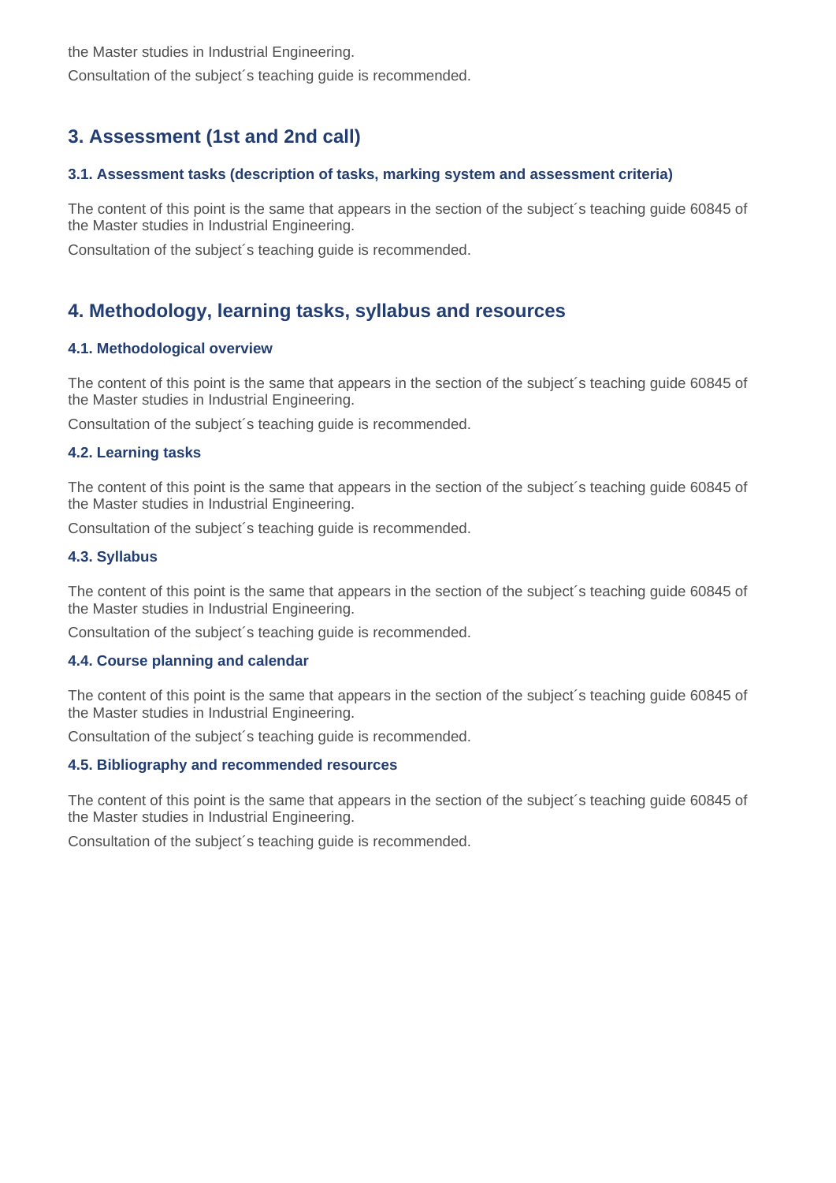the Master studies in Industrial Engineering.

Consultation of the subject´s teaching guide is recommended.

## 3. Assessment (1st and 2nd call)

### 3.1. Assessment tasks (description of tasks, marking system and assessment criteria)

The content of this point is the same that appears in the section of the subject´s teaching guide 60845 of the Master studies in Industrial Engineering.

Consultation of the subject´s teaching guide is recommended.

## 4. Methodology, learning tasks, syllabus and resources

### 4.1. Methodological overview

The content of this point is the same that appears in the section of the subject´s teaching guide 60845 of the Master studies in Industrial Engineering.

Consultation of the subject´s teaching guide is recommended.

### 4.2. Learning tasks

The content of this point is the same that appears in the section of the subject´s teaching guide 60845 of the Master studies in Industrial Engineering.

Consultation of the subject´s teaching guide is recommended.

### 4.3. Syllabus

The content of this point is the same that appears in the section of the subject´s teaching guide 60845 of the Master studies in Industrial Engineering.

Consultation of the subject´s teaching guide is recommended.

### 4.4. Course planning and calendar

The content of this point is the same that appears in the section of the subject´s teaching guide 60845 of the Master studies in Industrial Engineering.

Consultation of the subject´s teaching guide is recommended.

### 4.5. Bibliography and recommended resources

The content of this point is the same that appears in the section of the subject´s teaching guide 60845 of the Master studies in Industrial Engineering.

Consultation of the subject´s teaching guide is recommended.